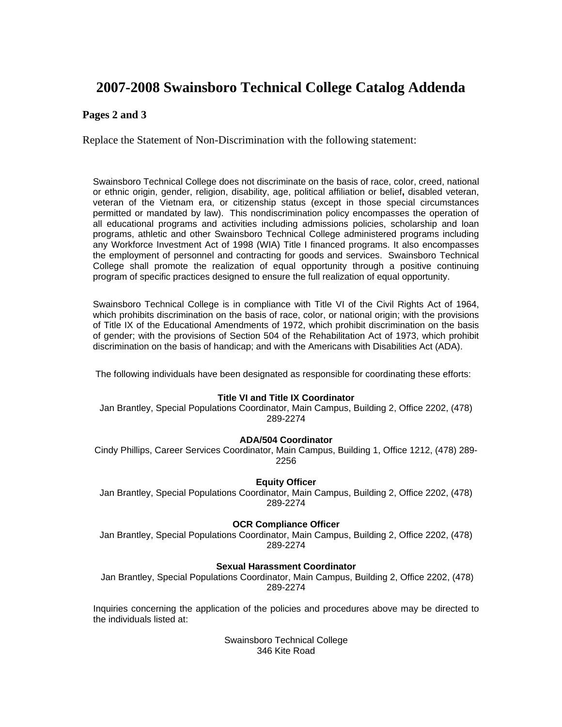# 2007-2008 Swainsboro Technical College Catalog Addenda

### Pages 2 and 3

Replace the Statement of Non-Discrimination with the following statement:

Swainsboro Technical College does not discriminate on the basis of race, color, creed, national or ethnic origin, gender, religion, disability, age, political affiliation or belief**,** disabled veteran, veteran of the Vietnam era, or citizenship status (except in those special circumstances permitted or mandated by law). This nondiscrimination policy encompasses the operation of all educational programs and activities including admissions policies, scholarship and loan programs, athletic and other Swainsboro Technical College administered programs including any Workforce Investment Act of 1998 (WIA) Title I financed programs. It also encompasses the employment of personnel and contracting for goods and services. Swainsboro Technical College shall promote the realization of equal opportunity through a positive continuing program of specific practices designed to ensure the full realization of equal opportunity.

Swainsboro Technical College is in compliance with Title VI of the Civil Rights Act of 1964, which prohibits discrimination on the basis of race, color, or national origin; with the provisions of Title IX of the Educational Amendments of 1972, which prohibit discrimination on the basis of gender; with the provisions of Section 504 of the Rehabilitation Act of 1973, which prohibit discrimination on the basis of handicap; and with the Americans with Disabilities Act (ADA).

The following individuals have been designated as responsible for coordinating these efforts:

**Title VI and Title IX Coordinator**
Jan Brantley, Special Populations Coordinator, Main Campus, Building 2, Office 2202, (478) 289-2274

**ADA/504 Coordinator**
Cindy Phillips, Career Services Coordinator, Main Campus, Building 1, Office 1212, (478) 289-2256

**Equity Officer**
Jan Brantley, Special Populations Coordinator, Main Campus, Building 2, Office 2202, (478) 289-2274

**OCR Compliance Officer**
Jan Brantley, Special Populations Coordinator, Main Campus, Building 2, Office 2202, (478) 289-2274

**Sexual Harassment Coordinator**
Jan Brantley, Special Populations Coordinator, Main Campus, Building 2, Office 2202, (478) 289-2274

Inquiries concerning the application of the policies and procedures above may be directed to the individuals listed at:

Swainsboro Technical College
346 Kite Road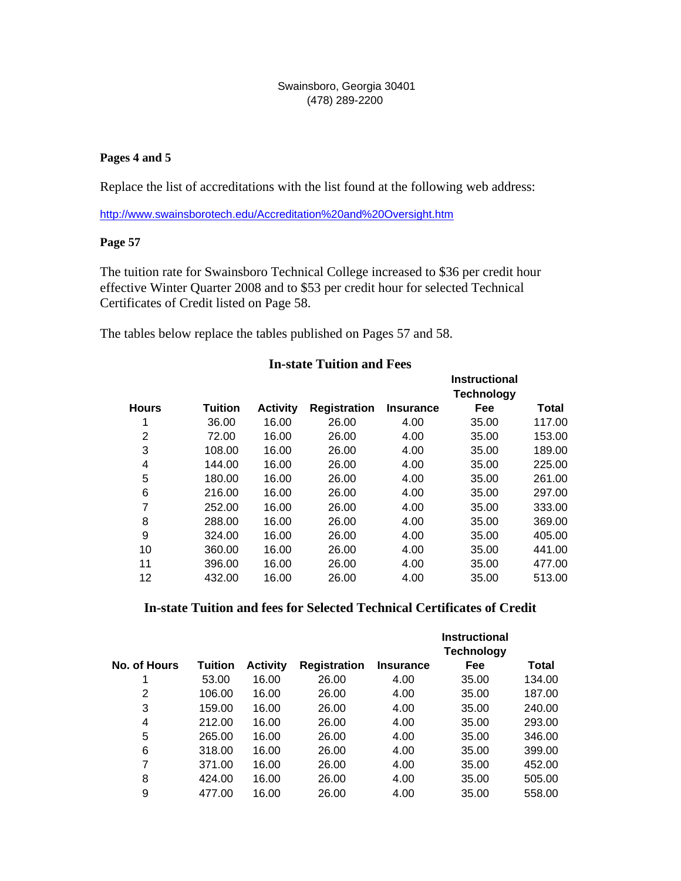Swainsboro, Georgia 30401
(478) 289-2200

**Pages 4 and 5**

Replace the list of accreditations with the list found at the following web address:

http://www.swainsborotech.edu/Accreditation%20and%20Oversight.htm

**Page 57**

The tuition rate for Swainsboro Technical College increased to $36 per credit hour effective Winter Quarter 2008 and to $53 per credit hour for selected Technical Certificates of Credit listed on Page 58.

The tables below replace the tables published on Pages 57 and 58.

**In-state Tuition and Fees**

| Hours | Tuition | Activity | Registration | Insurance | Instructional Technology Fee | Total |
|---|---|---|---|---|---|---|
| 1 | 36.00 | 16.00 | 26.00 | 4.00 | 35.00 | 117.00 |
| 2 | 72.00 | 16.00 | 26.00 | 4.00 | 35.00 | 153.00 |
| 3 | 108.00 | 16.00 | 26.00 | 4.00 | 35.00 | 189.00 |
| 4 | 144.00 | 16.00 | 26.00 | 4.00 | 35.00 | 225.00 |
| 5 | 180.00 | 16.00 | 26.00 | 4.00 | 35.00 | 261.00 |
| 6 | 216.00 | 16.00 | 26.00 | 4.00 | 35.00 | 297.00 |
| 7 | 252.00 | 16.00 | 26.00 | 4.00 | 35.00 | 333.00 |
| 8 | 288.00 | 16.00 | 26.00 | 4.00 | 35.00 | 369.00 |
| 9 | 324.00 | 16.00 | 26.00 | 4.00 | 35.00 | 405.00 |
| 10 | 360.00 | 16.00 | 26.00 | 4.00 | 35.00 | 441.00 |
| 11 | 396.00 | 16.00 | 26.00 | 4.00 | 35.00 | 477.00 |
| 12 | 432.00 | 16.00 | 26.00 | 4.00 | 35.00 | 513.00 |

**In-state Tuition and fees for Selected Technical Certificates of Credit**

| No. of Hours | Tuition | Activity | Registration | Insurance | Instructional Technology Fee | Total |
|---|---|---|---|---|---|---|
| 1 | 53.00 | 16.00 | 26.00 | 4.00 | 35.00 | 134.00 |
| 2 | 106.00 | 16.00 | 26.00 | 4.00 | 35.00 | 187.00 |
| 3 | 159.00 | 16.00 | 26.00 | 4.00 | 35.00 | 240.00 |
| 4 | 212.00 | 16.00 | 26.00 | 4.00 | 35.00 | 293.00 |
| 5 | 265.00 | 16.00 | 26.00 | 4.00 | 35.00 | 346.00 |
| 6 | 318.00 | 16.00 | 26.00 | 4.00 | 35.00 | 399.00 |
| 7 | 371.00 | 16.00 | 26.00 | 4.00 | 35.00 | 452.00 |
| 8 | 424.00 | 16.00 | 26.00 | 4.00 | 35.00 | 505.00 |
| 9 | 477.00 | 16.00 | 26.00 | 4.00 | 35.00 | 558.00 |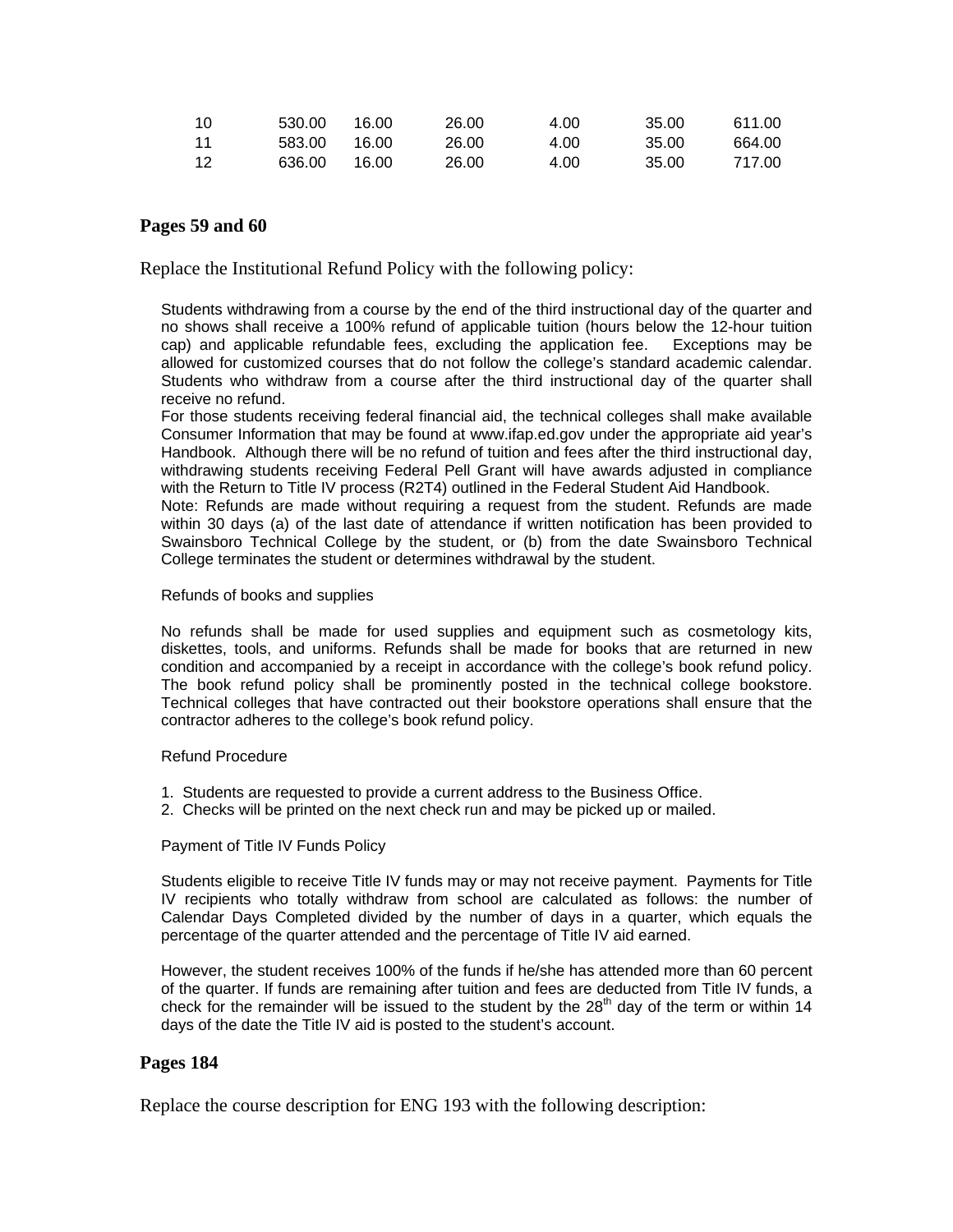| | | | | | | |
|---|---|---|---|---|---|---|
| 10 | 530.00 | 16.00 | 26.00 | 4.00 | 35.00 | 611.00 |
| 11 | 583.00 | 16.00 | 26.00 | 4.00 | 35.00 | 664.00 |
| 12 | 636.00 | 16.00 | 26.00 | 4.00 | 35.00 | 717.00 |

### Pages 59 and 60

Replace the Institutional Refund Policy with the following policy:

Students withdrawing from a course by the end of the third instructional day of the quarter and no shows shall receive a 100% refund of applicable tuition (hours below the 12-hour tuition cap) and applicable refundable fees, excluding the application fee. Exceptions may be allowed for customized courses that do not follow the college's standard academic calendar. Students who withdraw from a course after the third instructional day of the quarter shall receive no refund.

For those students receiving federal financial aid, the technical colleges shall make available Consumer Information that may be found at www.ifap.ed.gov under the appropriate aid year's Handbook. Although there will be no refund of tuition and fees after the third instructional day, withdrawing students receiving Federal Pell Grant will have awards adjusted in compliance with the Return to Title IV process (R2T4) outlined in the Federal Student Aid Handbook.

Note: Refunds are made without requiring a request from the student. Refunds are made within 30 days (a) of the last date of attendance if written notification has been provided to Swainsboro Technical College by the student, or (b) from the date Swainsboro Technical College terminates the student or determines withdrawal by the student.

Refunds of books and supplies

No refunds shall be made for used supplies and equipment such as cosmetology kits, diskettes, tools, and uniforms. Refunds shall be made for books that are returned in new condition and accompanied by a receipt in accordance with the college's book refund policy. The book refund policy shall be prominently posted in the technical college bookstore. Technical colleges that have contracted out their bookstore operations shall ensure that the contractor adheres to the college's book refund policy.

Refund Procedure

1. Students are requested to provide a current address to the Business Office.
2. Checks will be printed on the next check run and may be picked up or mailed.

Payment of Title IV Funds Policy

Students eligible to receive Title IV funds may or may not receive payment. Payments for Title IV recipients who totally withdraw from school are calculated as follows: the number of Calendar Days Completed divided by the number of days in a quarter, which equals the percentage of the quarter attended and the percentage of Title IV aid earned.

However, the student receives 100% of the funds if he/she has attended more than 60 percent of the quarter. If funds are remaining after tuition and fees are deducted from Title IV funds, a check for the remainder will be issued to the student by the 28th day of the term or within 14 days of the date the Title IV aid is posted to the student's account.

### Pages 184

Replace the course description for ENG 193 with the following description: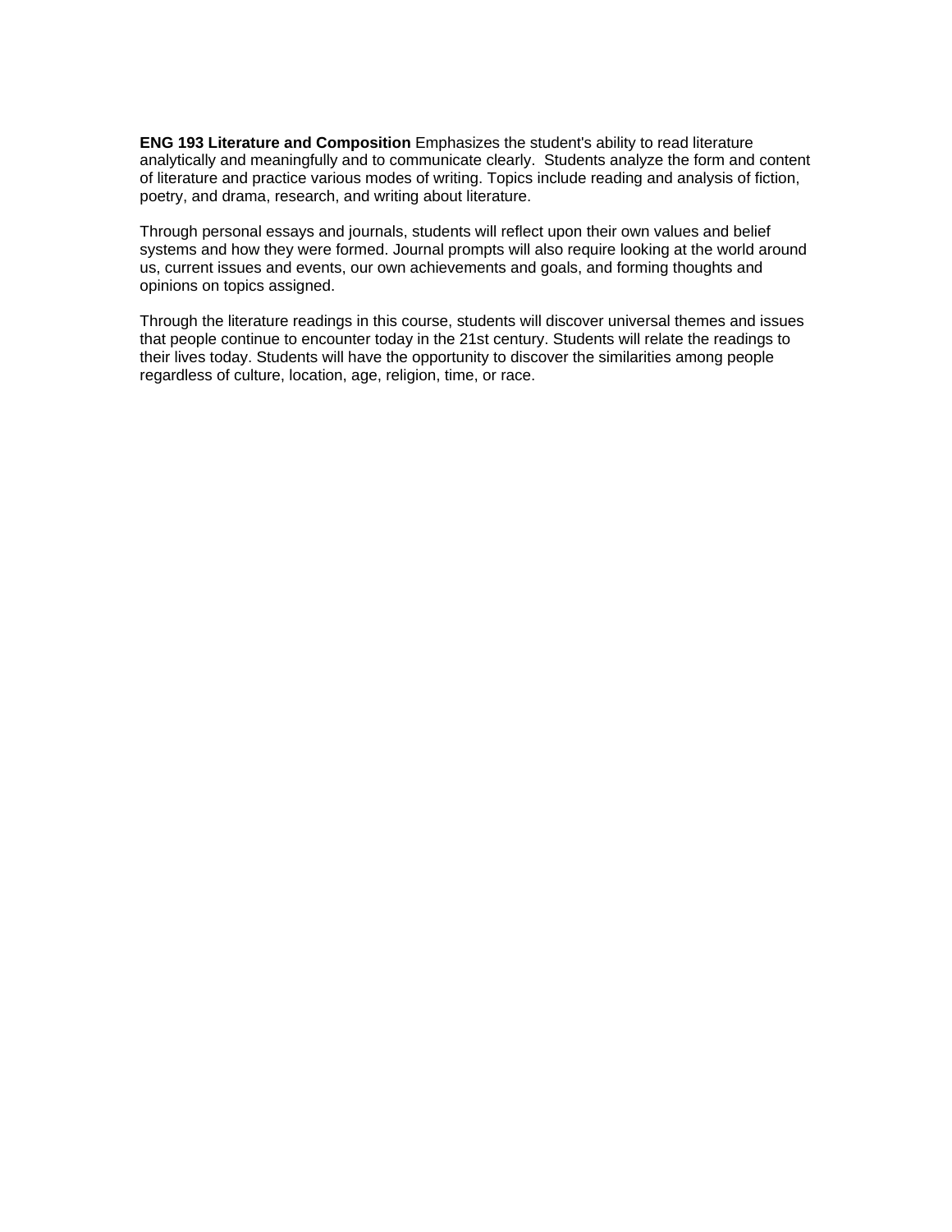**ENG 193 Literature and Composition** Emphasizes the student's ability to read literature analytically and meaningfully and to communicate clearly. Students analyze the form and content of literature and practice various modes of writing. Topics include reading and analysis of fiction, poetry, and drama, research, and writing about literature.

Through personal essays and journals, students will reflect upon their own values and belief systems and how they were formed. Journal prompts will also require looking at the world around us, current issues and events, our own achievements and goals, and forming thoughts and opinions on topics assigned.

Through the literature readings in this course, students will discover universal themes and issues that people continue to encounter today in the 21st century. Students will relate the readings to their lives today. Students will have the opportunity to discover the similarities among people regardless of culture, location, age, religion, time, or race.